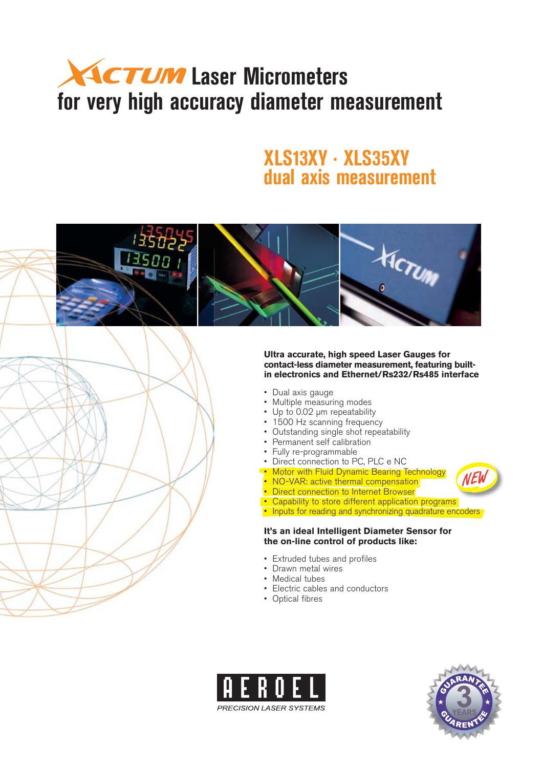# XACTUM Laser Micrometers for very high accuracy diameter measurement

## XLS13XY · XLS35XY dual axis measurement

**Ultra accurate, high speed Laser Gauges for contact-less diameter measurement, featuring built-in electronics and Ethernet/Rs232/Rs485 interface**

- Dual axis gauge
- Multiple measuring modes
- Up to 0.02 μm repeatability
- 1500 Hz scanning frequency
- Outstanding single shot repeatability
- Permanent self calibration
- Fully re-programmable
- Direct connection to PC, PLC e NC
- Motor with Fluid Dynamic Bearing Technology
- NO-VAR: active thermal compensation
- Direct connection to Internet Browser
- Capability to store different application programs
- Inputs for reading and synchronizing quadrature encoders

NEW

**It's an ideal Intelligent Diameter Sensor for the on-line control of products like:**

- Extruded tubes and profiles
- Drawn metal wires
- Medical tubes
- Electric cables and conductors
- Optical fibres

AEROEL PRECISION LASER SYSTEMS

GUARANTEE 3 YEARS GUARENTEE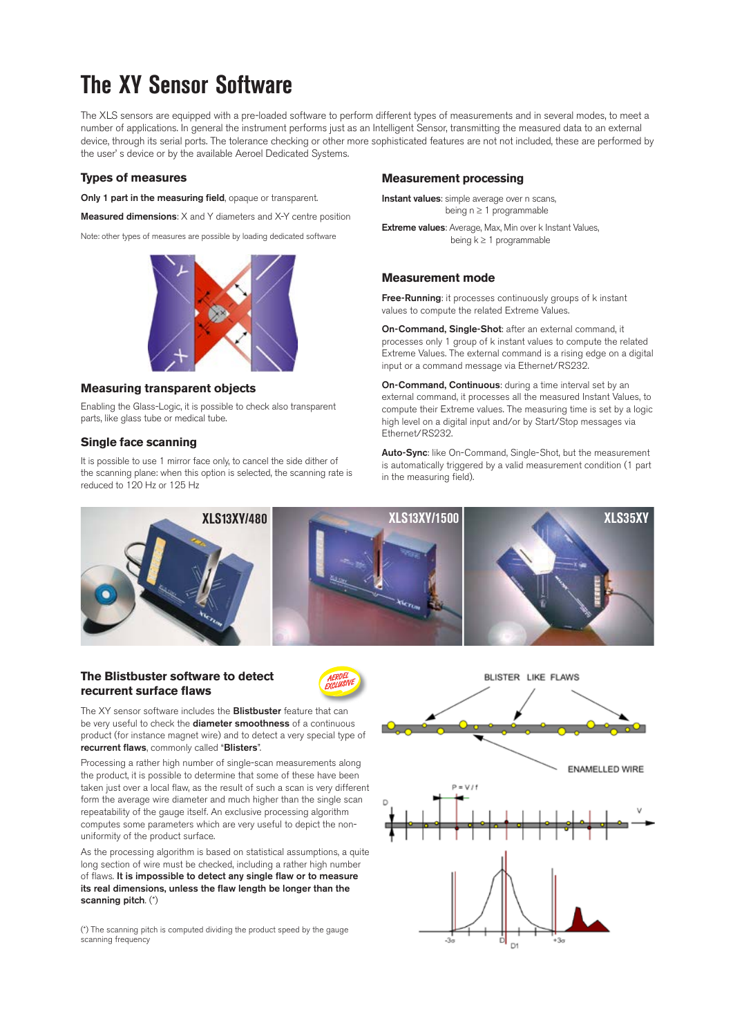# The XY Sensor Software

The XLS sensors are equipped with a pre-loaded software to perform different types of measurements and in several modes, to meet a number of applications. In general the instrument performs just as an Intelligent Sensor, transmitting the measured data to an external device, through its serial ports. The tolerance checking or other more sophisticated features are not not included, these are performed by the user' s device or by the available Aeroel Dedicated Systems.

## Types of measures

**Only 1 part in the measuring field**, opaque or transparent.

**Measured dimensions**: X and Y diameters and X-Y centre position

Note: other types of measures are possible by loading dedicated software

## Measuring transparent objects

Enabling the Glass-Logic, it is possible to check also transparent parts, like glass tube or medical tube.

## Single face scanning

It is possible to use 1 mirror face only, to cancel the side dither of the scanning plane: when this option is selected, the scanning rate is reduced to 120 Hz or 125 Hz

## Measurement processing

**Instant values**: simple average over n scans, being $n \geq 1$ programmable

**Extreme values**: Average, Max, Min over k Instant Values, being $k \geq 1$ programmable

## Measurement mode

**Free-Running**: it processes continuously groups of k instant values to compute the related Extreme Values.

**On-Command, Single-Shot**: after an external command, it processes only 1 group of k instant values to compute the related Extreme Values. The external command is a rising edge on a digital input or a command message via Ethernet/RS232.

**On-Command, Continuous**: during a time interval set by an external command, it processes all the measured Instant Values, to compute their Extreme values. The measuring time is set by a logic high level on a digital input and/or by Start/Stop messages via Ethernet/RS232.

**Auto-Sync**: like On-Command, Single-Shot, but the measurement is automatically triggered by a valid measurement condition (1 part in the measuring field).

XLS13XY/480 XLS13XY/1500 XLS35XY

## The Blistbuster software to detect recurrent surface flaws

AEROEL EXCLUSIVE

The XY sensor software includes the **Blistbuster** feature that can be very useful to check the **diameter smoothness** of a continuous product (for instance magnet wire) and to detect a very special type of **recurrent flaws**, commonly called "**Blisters**".

Processing a rather high number of single-scan measurements along the product, it is possible to determine that some of these have been taken just over a local flaw, as the result of such a scan is very different form the average wire diameter and much higher than the single scan repeatability of the gauge itself. An exclusive processing algorithm computes some parameters which are very useful to depict the non-uniformity of the product surface.

As the processing algorithm is based on statistical assumptions, a quite long section of wire must be checked, including a rather high number of flaws. **It is impossible to detect any single flaw or to measure its real dimensions, unless the flaw length be longer than the scanning pitch.** (*)

(*) The scanning pitch is computed dividing the product speed by the gauge scanning frequency

BLISTER LIKE FLAWS

ENAMELLED WIRE

P = V / f

D V

-3σ D D1 +3σ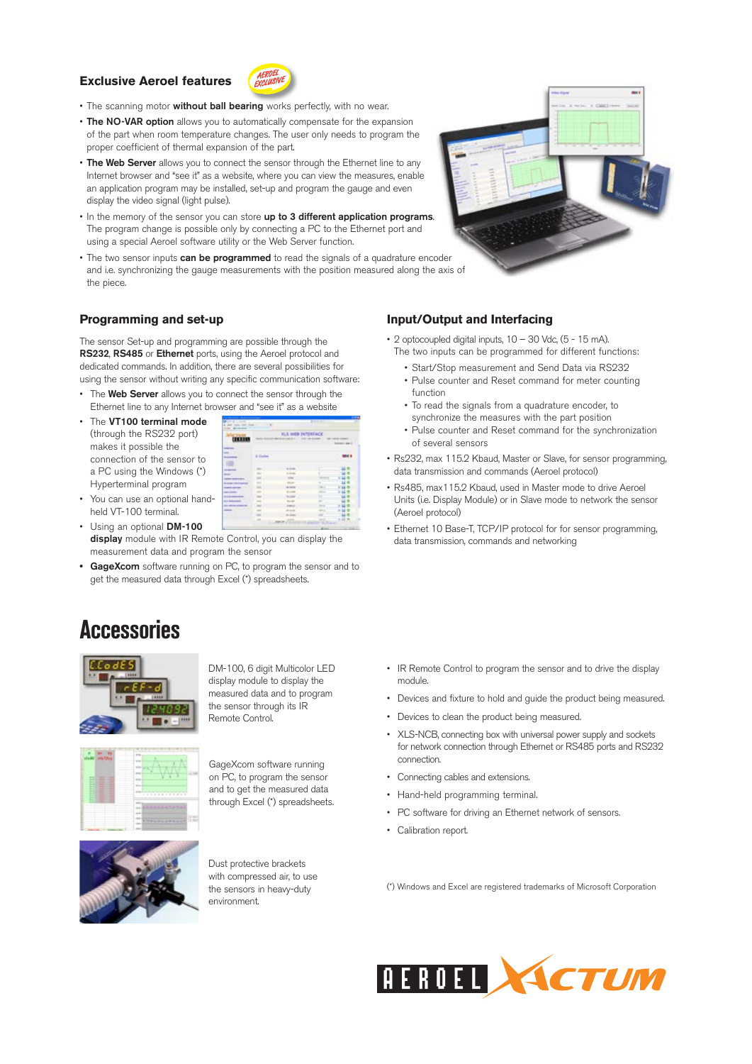## Exclusive Aeroel features

- The scanning motor **without ball bearing** works perfectly, with no wear.
- **The NO-VAR option** allows you to automatically compensate for the expansion of the part when room temperature changes. The user only needs to program the proper coefficient of thermal expansion of the part.
- **The Web Server** allows you to connect the sensor through the Ethernet line to any Internet browser and "see it" as a website, where you can view the measures, enable an application program may be installed, set-up and program the gauge and even display the video signal (light pulse).
- In the memory of the sensor you can store **up to 3 different application programs**. The program change is possible only by connecting a PC to the Ethernet port and using a special Aeroel software utility or the Web Server function.
- The two sensor inputs **can be programmed** to read the signals of a quadrature encoder and i.e. synchronizing the gauge measurements with the position measured along the axis of the piece.

## Programming and set-up

The sensor Set-up and programming are possible through the **RS232**, **RS485** or **Ethernet** ports, using the Aeroel protocol and dedicated commands. In addition, there are several possibilities for using the sensor without writing any specific communication software:

- The **Web Server** allows you to connect the sensor through the Ethernet line to any Internet browser and "see it" as a website
- The **VT100 terminal mode** (through the RS232 port) makes it possible the connection of the sensor to a PC using the Windows (\*) Hyperterminal program
- You can use an optional hand-held VT-100 terminal.
- Using an optional **DM-100 display** module with IR Remote Control, you can display the measurement data and program the sensor
- **GageXcom** software running on PC, to program the sensor and to get the measured data through Excel (\*) spreadsheets.

## Input/Output and Interfacing

- 2 optocoupled digital inputs, 10 – 30 Vdc, (5 - 15 mA). The two inputs can be programmed for different functions:
  - Start/Stop measurement and Send Data via RS232
  - Pulse counter and Reset command for meter counting function
  - To read the signals from a quadrature encoder, to synchronize the measures with the part position
  - Pulse counter and Reset command for the synchronization of several sensors
- Rs232, max 115.2 Kbaud, Master or Slave, for sensor programming, data transmission and commands (Aeroel protocol)
- Rs485, max115.2 Kbaud, used in Master mode to drive Aeroel Units (i.e. Display Module) or in Slave mode to network the sensor (Aeroel protocol)
- Ethernet 10 Base-T, TCP/IP protocol for for sensor programming, data transmission, commands and networking

# Accessories

DM-100, 6 digit Multicolor LED display module to display the measured data and to program the sensor through its IR Remote Control.

GageXcom software running on PC, to program the sensor and to get the measured data through Excel (\*) spreadsheets.

Dust protective brackets with compressed air, to use the sensors in heavy-duty environment.

- IR Remote Control to program the sensor and to drive the display module.
- Devices and fixture to hold and guide the product being measured.
- Devices to clean the product being measured.
- XLS-NCB, connecting box with universal power supply and sockets for network connection through Ethernet or RS485 ports and RS232 connection.
- Connecting cables and extensions.
- Hand-held programming terminal.
- PC software for driving an Ethernet network of sensors.
- Calibration report.

(\*) Windows and Excel are registered trademarks of Microsoft Corporation

AEROEL XACTUM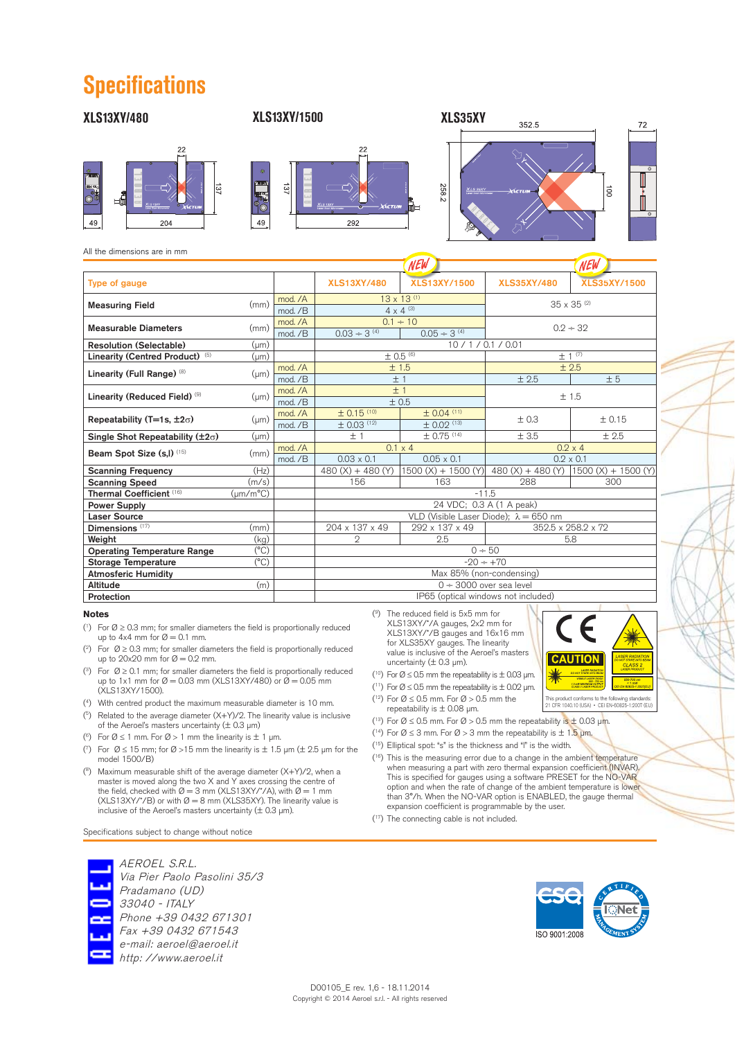# Specifications

## XLS13XY/480

49

204

22

137

## XLS13XY/1500

49

292

22

137

## XLS35XY

352.5

72

258.2

100

All the dimensions are in mm

| Type of gauge | | | XLS13XY/480 | XLS13XY/1500 (NEW) | XLS35XY/480 | XLS35XY/1500 (NEW) |
|---|---|---|---|---|---|---|
| Measuring Field | (mm) | mod. /A | 13 x 13 [1] | | 35 x 35 [2] | |
| | | mod. /B | 4 x 4 [3] | | | |
| Measurable Diameters | (mm) | mod. /A | 0.1 ÷ 10 | | 0.2 ÷ 32 | |
| | | mod. /B | 0.03 ÷ 3 [4] | 0.05 ÷ 3 [4] | | |
| Resolution (Selectable) | (μm) | | 10 / 1 / 0.1 / 0.01 | | | |
| Linearity (Centred Product) [5] | (μm) | | ± 0.5 [6] | | ± 1 [7] | |
| Linearity (Full Range) [8] | (μm) | mod. /A | ± 1.5 | | ± 2.5 | |
| | | mod. /B | ± 1 | | ± 2.5 | ± 5 |
| Linearity (Reduced Field) [9] | (μm) | mod. /A | ± 1 | | ± 1.5 | |
| | | mod. /B | ± 0.5 | | | |
| Repeatability (T=1s, ±2σ) | (μm) | mod. /A | ± 0.15 [10] | ± 0.04 [11] | ± 0.3 | ± 0.15 |
| | | mod. /B | ± 0.03 [12] | ± 0.02 [13] | | |
| Single Shot Repeatability (±2σ) | (μm) | | ± 1 | ± 0.75 [14] | ± 3.5 | ± 2.5 |
| Beam Spot Size (s,l) [15] | (mm) | mod. /A | 0.1 x 4 | | 0.2 x 4 | |
| | | mod. /B | 0.03 x 0.1 | 0.05 x 0.1 | 0.2 x 0.1 | |
| Scanning Frequency | (Hz) | | 480 (X) + 480 (Y) | 1500 (X) + 1500 (Y) | 480 (X) + 480 (Y) | 1500 (X) + 1500 (Y) |
| Scanning Speed | (m/s) | | 156 | 163 | 288 | 300 |
| Thermal Coefficient [16] | (μm/m°C) | | -11.5 | | | |
| Power Supply | | | 24 VDC; 0.3 A (1 A peak) | | | |
| Laser Source | | | VLD (Visible Laser Diode); λ = 650 nm | | | |
| Dimensions [17] | (mm) | | 204 x 137 x 49 | 292 x 137 x 49 | 352.5 x 258.2 x 72 | |
| Weight | (kg) | | 2 | 2.5 | 5.8 | |
| Operating Temperature Range | (°C) | | 0 ÷ 50 | | | |
| Storage Temperature | (°C) | | -20 ÷ +70 | | | |
| Atmosferic Humidity | | | Max 85% (non-condensing) | | | |
| Altitude | (m) | | 0 ÷ 3000 over sea level | | | |
| Protection | | | IP65 (optical windows not included) | | | |

### Notes

(1) For Ø ≥ 0.3 mm; for smaller diameters the field is proportionally reduced up to 4x4 mm for Ø = 0.1 mm.

(2) For Ø ≥ 0.3 mm; for smaller diameters the field is proportionally reduced up to 20x20 mm for Ø = 0.2 mm.

(3) For Ø ≥ 0.1 mm; for smaller diameters the field is proportionally reduced up to 1x1 mm for Ø = 0.03 mm (XLS13XY/480) or Ø = 0.05 mm (XLS13XY/1500).

(4) With centred product the maximum measurable diameter is 10 mm.

(5) Related to the average diameter (X+Y)/2. The linearity value is inclusive of the Aeroel's masters uncertainty (± 0.3 μm)

(6) For Ø ≤ 1 mm. For Ø > 1 mm the linearity is ± 1 μm.

(7) For Ø ≤ 15 mm; for Ø >15 mm the linearity is ± 1.5 μm (± 2.5 μm for the model 1500/B)

(8) Maximum measurable shift of the average diameter (X+Y)/2, when a master is moved along the two X and Y axes crossing the centre of the field, checked with Ø = 3 mm (XLS13XY/*/A), with Ø = 1 mm (XLS13XY/*/B) or with Ø = 8 mm (XLS35XY). The linearity value is inclusive of the Aeroel's masters uncertainty (± 0.3 μm).

(9) The reduced field is 5x5 mm for XLS13XY/*/A gauges, 2x2 mm for XLS13XY/*/B gauges and 16x16 mm for XLS35XY gauges. The linearity value is inclusive of the Aeroel's masters uncertainty (± 0.3 μm).

(10) For Ø ≤ 0.5 mm the repeatability is ± 0.03 μm.

(11) For Ø ≤ 0.5 mm the repeatability is ± 0.02 μm.

(12) For Ø ≤ 0.5 mm. For Ø > 0.5 mm the repeatability is ± 0.08 μm.

(13) For Ø ≤ 0.5 mm. For Ø > 0.5 mm the repeatability is ± 0.03 μm.

(14) For Ø ≤ 3 mm. For Ø > 3 mm the repeatability is ± 1.5 μm.

(15) Elliptical spot: "s" is the thickness and "l" is the width.

(16) This is the measuring error due to a change in the ambient temperature when measuring a part with zero thermal expansion coefficient (INVAR). This is specified for gauges using a software PRESET for the NO-VAR option and when the rate of change of the ambient temperature is lower than 3°/h. When the NO-VAR option is ENABLED, the gauge thermal expansion coefficient is programmable by the user.

(17) The connecting cable is not included.

CAUTION

LASER RADIATION DO NOT STARE INTO BEAM CLASS 2 LASER PRODUCT

This product conforms to the following standards: 21 CFR 1040.10 (USA) • CEI EN-60825-1:2007 (EU)

Specifications subject to change without notice

*AEROEL S.R.L.*
*Via Pier Paolo Pasolini 35/3*
*Pradamano (UD)*
*33040 - ITALY*
*Phone +39 0432 671301*
*Fax +39 0432 671543*
*e-mail: aeroel@aeroel.it*
*http: //www.aeroel.it*

ISO 9001:2008

D00105_E rev. 1,6 - 18.11.2014
Copyright © 2014 Aeroel s.r.l. - All rights reserved